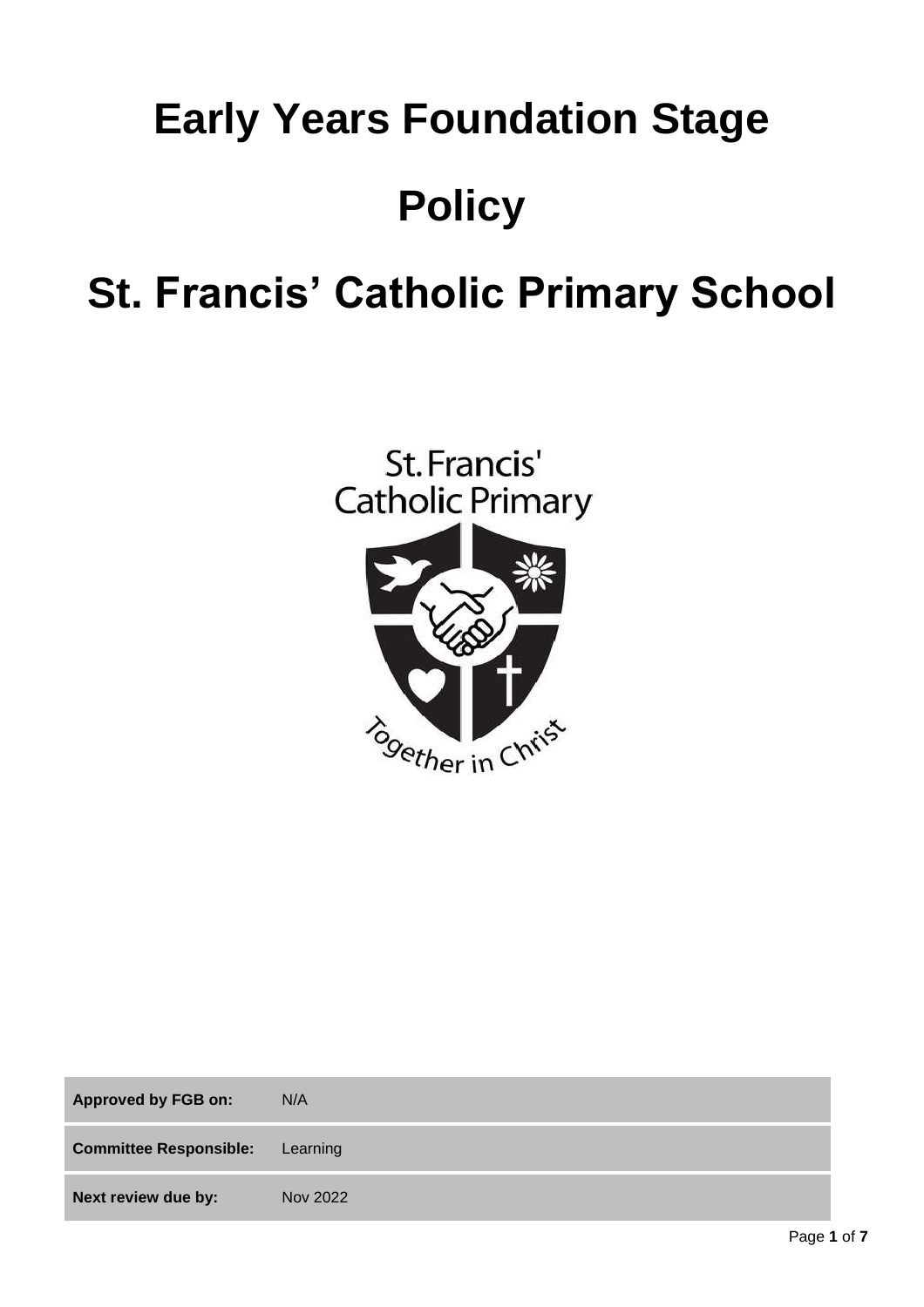# Early Years Foundation Stage

# Policy

# St. Francis' Catholic Primary School

| | |
|---|---|
| **Approved by FGB on:** | N/A |
| **Committee Responsible:** | Learning |
| **Next review due by:** | Nov 2022 |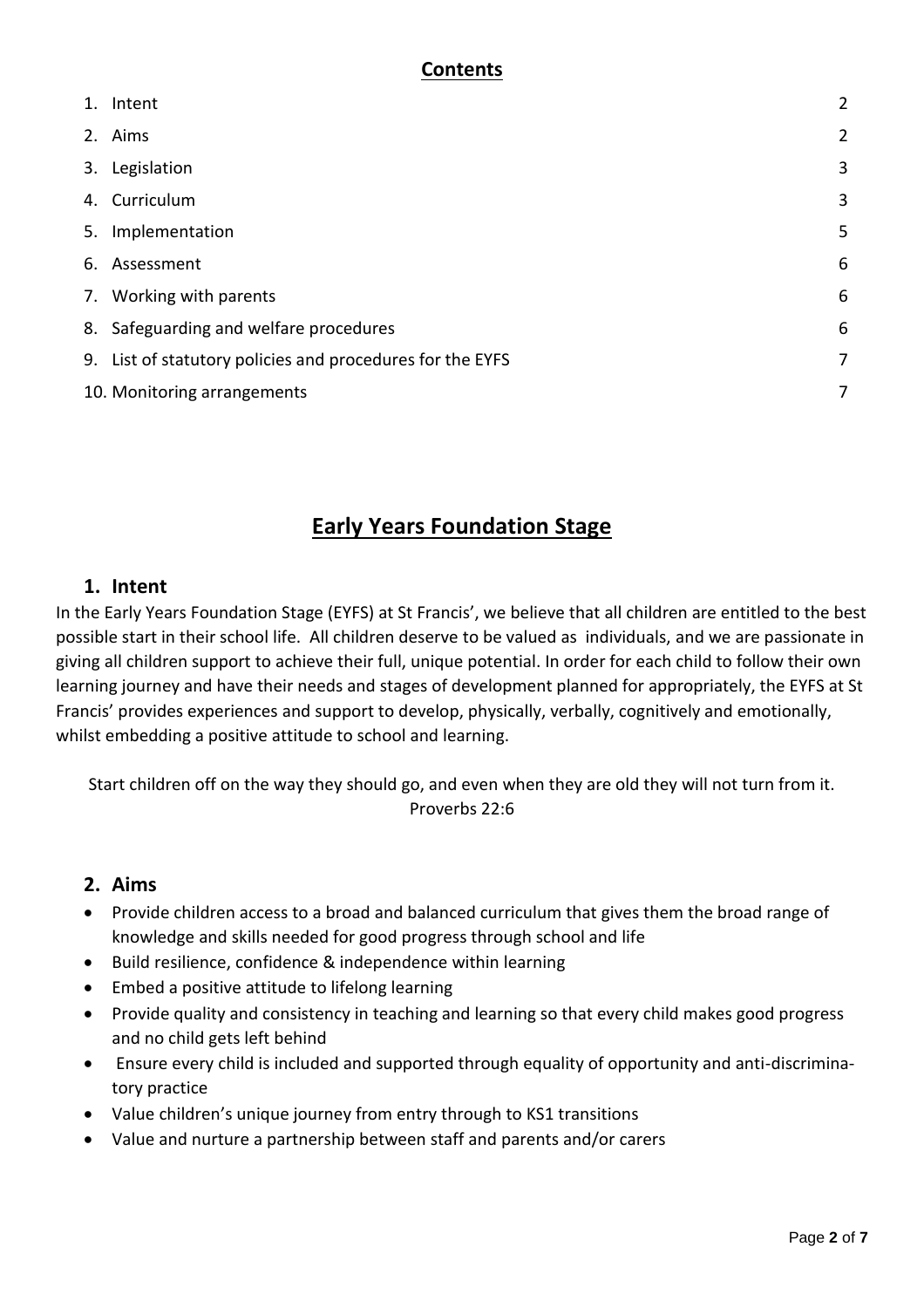## Contents

| | |
|---|---|
| 1. Intent | 2 |
| 2. Aims | 2 |
| 3. Legislation | 3 |
| 4. Curriculum | 3 |
| 5. Implementation | 5 |
| 6. Assessment | 6 |
| 7. Working with parents | 6 |
| 8. Safeguarding and welfare procedures | 6 |
| 9. List of statutory policies and procedures for the EYFS | 7 |
| 10. Monitoring arrangements | 7 |

# Early Years Foundation Stage

## 1. Intent

In the Early Years Foundation Stage (EYFS) at St Francis', we believe that all children are entitled to the best possible start in their school life. All children deserve to be valued as individuals, and we are passionate in giving all children support to achieve their full, unique potential. In order for each child to follow their own learning journey and have their needs and stages of development planned for appropriately, the EYFS at St Francis' provides experiences and support to develop, physically, verbally, cognitively and emotionally, whilst embedding a positive attitude to school and learning.

Start children off on the way they should go, and even when they are old they will not turn from it.
Proverbs 22:6

## 2. Aims

- Provide children access to a broad and balanced curriculum that gives them the broad range of knowledge and skills needed for good progress through school and life
- Build resilience, confidence & independence within learning
- Embed a positive attitude to lifelong learning
- Provide quality and consistency in teaching and learning so that every child makes good progress and no child gets left behind
- Ensure every child is included and supported through equality of opportunity and anti-discriminatory practice
- Value children's unique journey from entry through to KS1 transitions
- Value and nurture a partnership between staff and parents and/or carers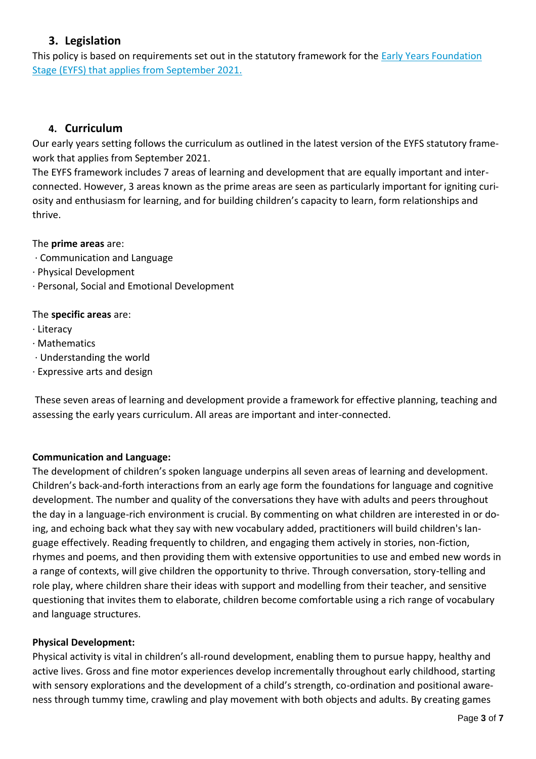## 3. Legislation

This policy is based on requirements set out in the statutory framework for the [Early Years Foundation Stage (EYFS) that applies from September 2021.]()

## 4. Curriculum

Our early years setting follows the curriculum as outlined in the latest version of the EYFS statutory framework that applies from September 2021.

The EYFS framework includes 7 areas of learning and development that are equally important and interconnected. However, 3 areas known as the prime areas are seen as particularly important for igniting curiosity and enthusiasm for learning, and for building children's capacity to learn, form relationships and thrive.

The **prime areas** are:

- Communication and Language
- Physical Development
- Personal, Social and Emotional Development

The **specific areas** are:

- Literacy
- Mathematics
- Understanding the world
- Expressive arts and design

These seven areas of learning and development provide a framework for effective planning, teaching and assessing the early years curriculum. All areas are important and inter-connected.

**Communication and Language:**

The development of children's spoken language underpins all seven areas of learning and development. Children's back-and-forth interactions from an early age form the foundations for language and cognitive development. The number and quality of the conversations they have with adults and peers throughout the day in a language-rich environment is crucial. By commenting on what children are interested in or doing, and echoing back what they say with new vocabulary added, practitioners will build children's language effectively. Reading frequently to children, and engaging them actively in stories, non-fiction, rhymes and poems, and then providing them with extensive opportunities to use and embed new words in a range of contexts, will give children the opportunity to thrive. Through conversation, story-telling and role play, where children share their ideas with support and modelling from their teacher, and sensitive questioning that invites them to elaborate, children become comfortable using a rich range of vocabulary and language structures.

**Physical Development:**

Physical activity is vital in children's all-round development, enabling them to pursue happy, healthy and active lives. Gross and fine motor experiences develop incrementally throughout early childhood, starting with sensory explorations and the development of a child's strength, co-ordination and positional awareness through tummy time, crawling and play movement with both objects and adults. By creating games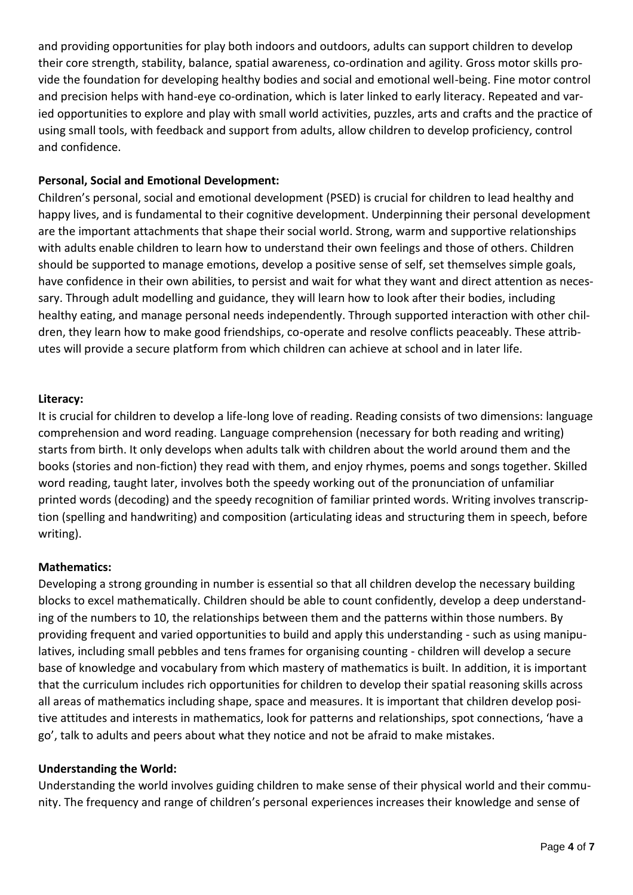and providing opportunities for play both indoors and outdoors, adults can support children to develop their core strength, stability, balance, spatial awareness, co-ordination and agility. Gross motor skills provide the foundation for developing healthy bodies and social and emotional well-being. Fine motor control and precision helps with hand-eye co-ordination, which is later linked to early literacy. Repeated and varied opportunities to explore and play with small world activities, puzzles, arts and crafts and the practice of using small tools, with feedback and support from adults, allow children to develop proficiency, control and confidence.

**Personal, Social and Emotional Development:**

Children's personal, social and emotional development (PSED) is crucial for children to lead healthy and happy lives, and is fundamental to their cognitive development. Underpinning their personal development are the important attachments that shape their social world. Strong, warm and supportive relationships with adults enable children to learn how to understand their own feelings and those of others. Children should be supported to manage emotions, develop a positive sense of self, set themselves simple goals, have confidence in their own abilities, to persist and wait for what they want and direct attention as necessary. Through adult modelling and guidance, they will learn how to look after their bodies, including healthy eating, and manage personal needs independently. Through supported interaction with other children, they learn how to make good friendships, co-operate and resolve conflicts peaceably. These attributes will provide a secure platform from which children can achieve at school and in later life.

**Literacy:**

It is crucial for children to develop a life-long love of reading. Reading consists of two dimensions: language comprehension and word reading. Language comprehension (necessary for both reading and writing) starts from birth. It only develops when adults talk with children about the world around them and the books (stories and non-fiction) they read with them, and enjoy rhymes, poems and songs together. Skilled word reading, taught later, involves both the speedy working out of the pronunciation of unfamiliar printed words (decoding) and the speedy recognition of familiar printed words. Writing involves transcription (spelling and handwriting) and composition (articulating ideas and structuring them in speech, before writing).

**Mathematics:**

Developing a strong grounding in number is essential so that all children develop the necessary building blocks to excel mathematically. Children should be able to count confidently, develop a deep understanding of the numbers to 10, the relationships between them and the patterns within those numbers. By providing frequent and varied opportunities to build and apply this understanding - such as using manipulatives, including small pebbles and tens frames for organising counting - children will develop a secure base of knowledge and vocabulary from which mastery of mathematics is built. In addition, it is important that the curriculum includes rich opportunities for children to develop their spatial reasoning skills across all areas of mathematics including shape, space and measures. It is important that children develop positive attitudes and interests in mathematics, look for patterns and relationships, spot connections, 'have a go', talk to adults and peers about what they notice and not be afraid to make mistakes.

**Understanding the World:**

Understanding the world involves guiding children to make sense of their physical world and their community. The frequency and range of children's personal experiences increases their knowledge and sense of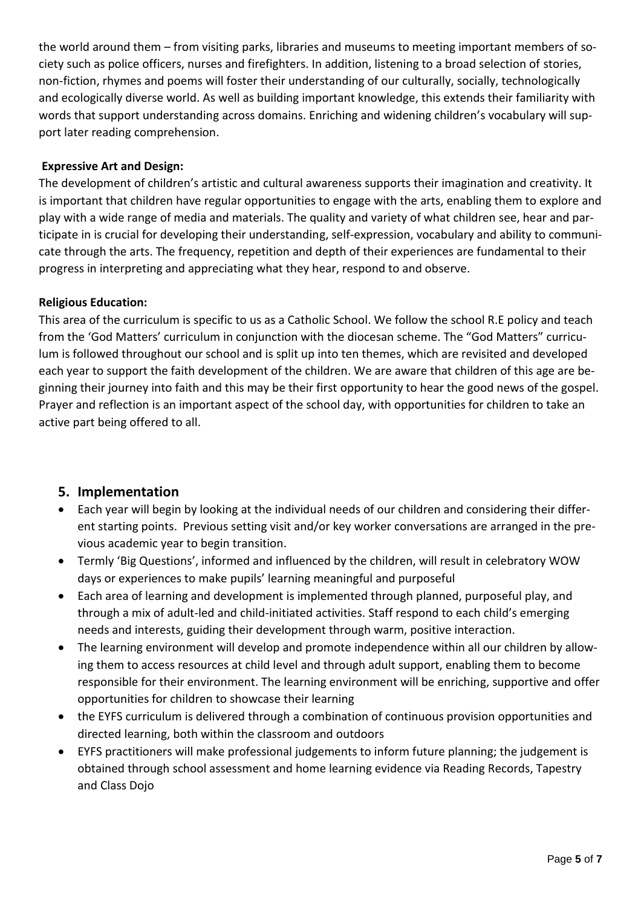the world around them – from visiting parks, libraries and museums to meeting important members of society such as police officers, nurses and firefighters. In addition, listening to a broad selection of stories, non-fiction, rhymes and poems will foster their understanding of our culturally, socially, technologically and ecologically diverse world. As well as building important knowledge, this extends their familiarity with words that support understanding across domains. Enriching and widening children's vocabulary will support later reading comprehension.

**Expressive Art and Design:**

The development of children's artistic and cultural awareness supports their imagination and creativity. It is important that children have regular opportunities to engage with the arts, enabling them to explore and play with a wide range of media and materials. The quality and variety of what children see, hear and participate in is crucial for developing their understanding, self-expression, vocabulary and ability to communicate through the arts. The frequency, repetition and depth of their experiences are fundamental to their progress in interpreting and appreciating what they hear, respond to and observe.

**Religious Education:**

This area of the curriculum is specific to us as a Catholic School. We follow the school R.E policy and teach from the 'God Matters' curriculum in conjunction with the diocesan scheme. The "God Matters" curriculum is followed throughout our school and is split up into ten themes, which are revisited and developed each year to support the faith development of the children. We are aware that children of this age are beginning their journey into faith and this may be their first opportunity to hear the good news of the gospel. Prayer and reflection is an important aspect of the school day, with opportunities for children to take an active part being offered to all.

## 5. Implementation

- Each year will begin by looking at the individual needs of our children and considering their different starting points. Previous setting visit and/or key worker conversations are arranged in the previous academic year to begin transition.
- Termly 'Big Questions', informed and influenced by the children, will result in celebratory WOW days or experiences to make pupils' learning meaningful and purposeful
- Each area of learning and development is implemented through planned, purposeful play, and through a mix of adult-led and child-initiated activities. Staff respond to each child's emerging needs and interests, guiding their development through warm, positive interaction.
- The learning environment will develop and promote independence within all our children by allowing them to access resources at child level and through adult support, enabling them to become responsible for their environment. The learning environment will be enriching, supportive and offer opportunities for children to showcase their learning
- the EYFS curriculum is delivered through a combination of continuous provision opportunities and directed learning, both within the classroom and outdoors
- EYFS practitioners will make professional judgements to inform future planning; the judgement is obtained through school assessment and home learning evidence via Reading Records, Tapestry and Class Dojo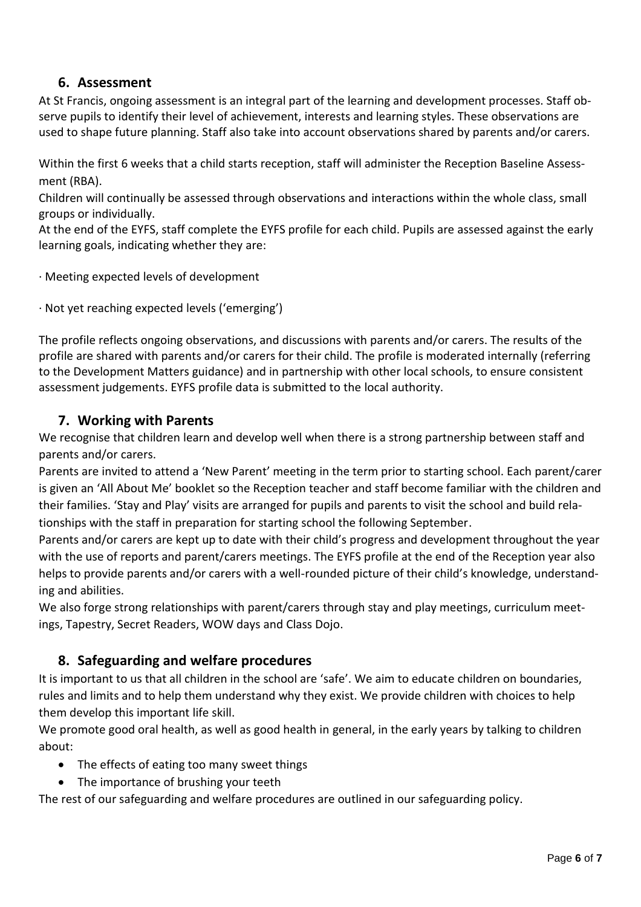## 6. Assessment

At St Francis, ongoing assessment is an integral part of the learning and development processes. Staff observe pupils to identify their level of achievement, interests and learning styles. These observations are used to shape future planning. Staff also take into account observations shared by parents and/or carers.

Within the first 6 weeks that a child starts reception, staff will administer the Reception Baseline Assessment (RBA).

Children will continually be assessed through observations and interactions within the whole class, small groups or individually.

At the end of the EYFS, staff complete the EYFS profile for each child. Pupils are assessed against the early learning goals, indicating whether they are:

· Meeting expected levels of development

· Not yet reaching expected levels ('emerging')

The profile reflects ongoing observations, and discussions with parents and/or carers. The results of the profile are shared with parents and/or carers for their child. The profile is moderated internally (referring to the Development Matters guidance) and in partnership with other local schools, to ensure consistent assessment judgements. EYFS profile data is submitted to the local authority.

## 7. Working with Parents

We recognise that children learn and develop well when there is a strong partnership between staff and parents and/or carers.

Parents are invited to attend a 'New Parent' meeting in the term prior to starting school. Each parent/carer is given an 'All About Me' booklet so the Reception teacher and staff become familiar with the children and their families. 'Stay and Play' visits are arranged for pupils and parents to visit the school and build relationships with the staff in preparation for starting school the following September.

Parents and/or carers are kept up to date with their child's progress and development throughout the year with the use of reports and parent/carers meetings. The EYFS profile at the end of the Reception year also helps to provide parents and/or carers with a well-rounded picture of their child's knowledge, understanding and abilities.

We also forge strong relationships with parent/carers through stay and play meetings, curriculum meetings, Tapestry, Secret Readers, WOW days and Class Dojo.

## 8. Safeguarding and welfare procedures

It is important to us that all children in the school are 'safe'. We aim to educate children on boundaries, rules and limits and to help them understand why they exist. We provide children with choices to help them develop this important life skill.

We promote good oral health, as well as good health in general, in the early years by talking to children about:

- The effects of eating too many sweet things
- The importance of brushing your teeth

The rest of our safeguarding and welfare procedures are outlined in our safeguarding policy.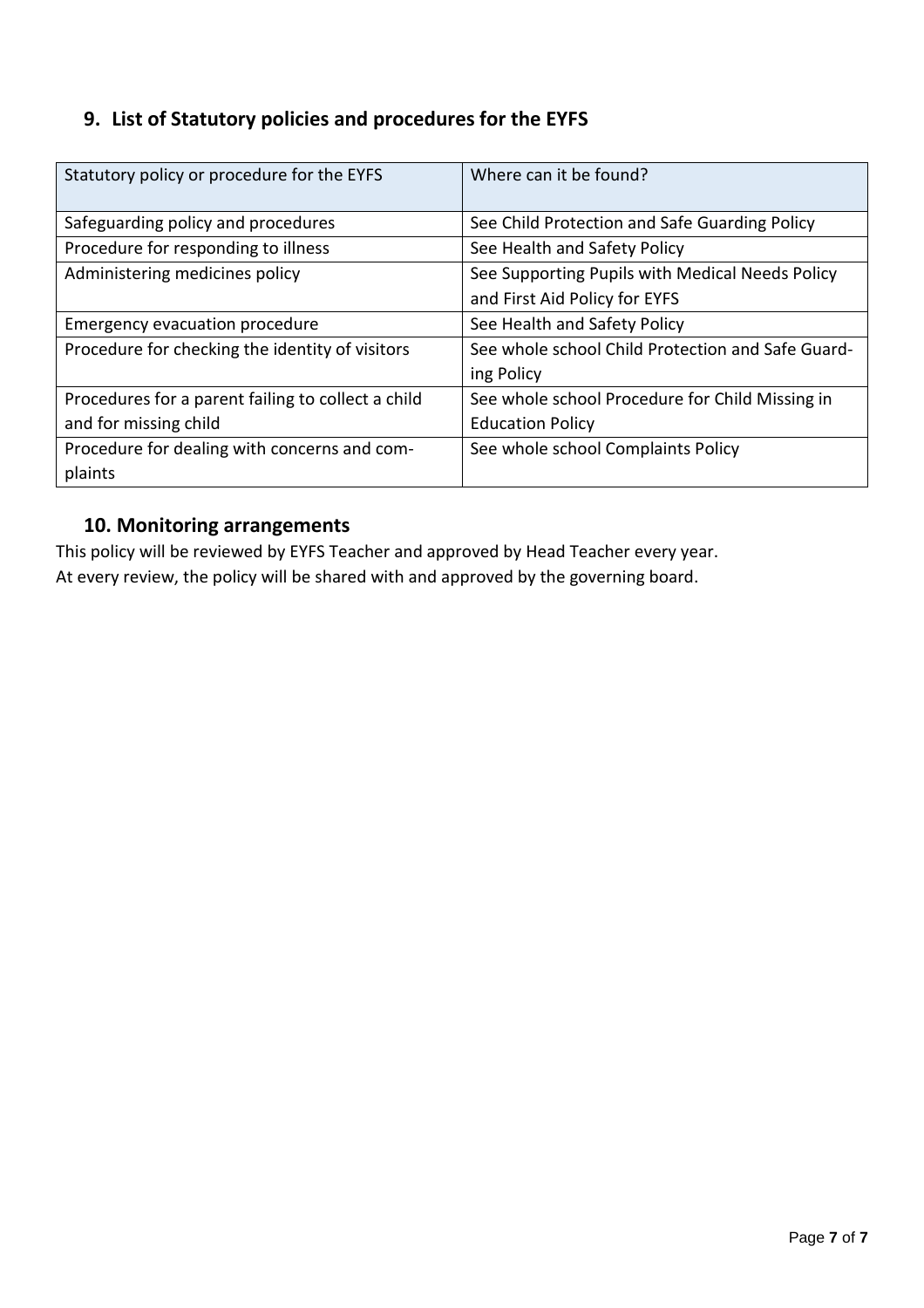## 9. List of Statutory policies and procedures for the EYFS

| Statutory policy or procedure for the EYFS | Where can it be found? |
|---|---|
| Safeguarding policy and procedures | See Child Protection and Safe Guarding Policy |
| Procedure for responding to illness | See Health and Safety Policy |
| Administering medicines policy | See Supporting Pupils with Medical Needs Policy and First Aid Policy for EYFS |
| Emergency evacuation procedure | See Health and Safety Policy |
| Procedure for checking the identity of visitors | See whole school Child Protection and Safe Guarding Policy |
| Procedures for a parent failing to collect a child and for missing child | See whole school Procedure for Child Missing in Education Policy |
| Procedure for dealing with concerns and complaints | See whole school Complaints Policy |

## 10. Monitoring arrangements

This policy will be reviewed by EYFS Teacher and approved by Head Teacher every year.
At every review, the policy will be shared with and approved by the governing board.